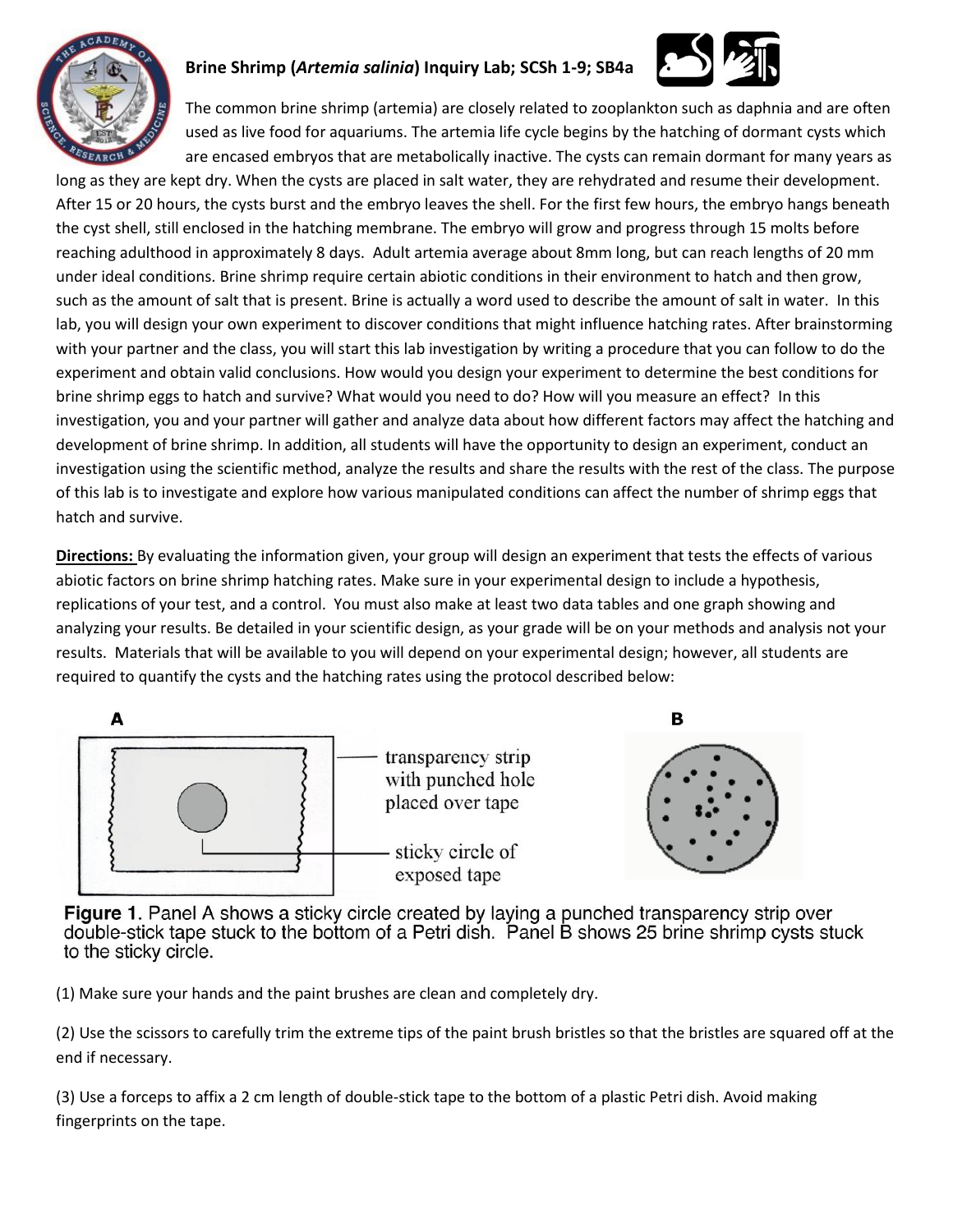# Brine Shrimp (*Artemia salinia*) Inquiry Lab; SCSh 1-9; SB4a

The common brine shrimp (artemia) are closely related to zooplankton such as daphnia and are often used as live food for aquariums. The artemia life cycle begins by the hatching of dormant cysts which are encased embryos that are metabolically inactive. The cysts can remain dormant for many years as long as they are kept dry. When the cysts are placed in salt water, they are rehydrated and resume their development. After 15 or 20 hours, the cysts burst and the embryo leaves the shell. For the first few hours, the embryo hangs beneath the cyst shell, still enclosed in the hatching membrane. The embryo will grow and progress through 15 molts before reaching adulthood in approximately 8 days. Adult artemia average about 8mm long, but can reach lengths of 20 mm under ideal conditions. Brine shrimp require certain abiotic conditions in their environment to hatch and then grow, such as the amount of salt that is present. Brine is actually a word used to describe the amount of salt in water. In this lab, you will design your own experiment to discover conditions that might influence hatching rates. After brainstorming with your partner and the class, you will start this lab investigation by writing a procedure that you can follow to do the experiment and obtain valid conclusions. How would you design your experiment to determine the best conditions for brine shrimp eggs to hatch and survive? What would you need to do? How will you measure an effect? In this investigation, you and your partner will gather and analyze data about how different factors may affect the hatching and development of brine shrimp. In addition, all students will have the opportunity to design an experiment, conduct an investigation using the scientific method, analyze the results and share the results with the rest of the class. The purpose of this lab is to investigate and explore how various manipulated conditions can affect the number of shrimp eggs that hatch and survive.

**Directions:** By evaluating the information given, your group will design an experiment that tests the effects of various abiotic factors on brine shrimp hatching rates. Make sure in your experimental design to include a hypothesis, replications of your test, and a control. You must also make at least two data tables and one graph showing and analyzing your results. Be detailed in your scientific design, as your grade will be on your methods and analysis not your results. Materials that will be available to you will depend on your experimental design; however, all students are required to quantify the cysts and the hatching rates using the protocol described below:

A — transparency strip with punched hole placed over tape; sticky circle of exposed tape

B

**Figure 1**. Panel A shows a sticky circle created by laying a punched transparency strip over double-stick tape stuck to the bottom of a Petri dish. Panel B shows 25 brine shrimp cysts stuck to the sticky circle.

(1) Make sure your hands and the paint brushes are clean and completely dry.

(2) Use the scissors to carefully trim the extreme tips of the paint brush bristles so that the bristles are squared off at the end if necessary.

(3) Use a forceps to affix a 2 cm length of double-stick tape to the bottom of a plastic Petri dish. Avoid making fingerprints on the tape.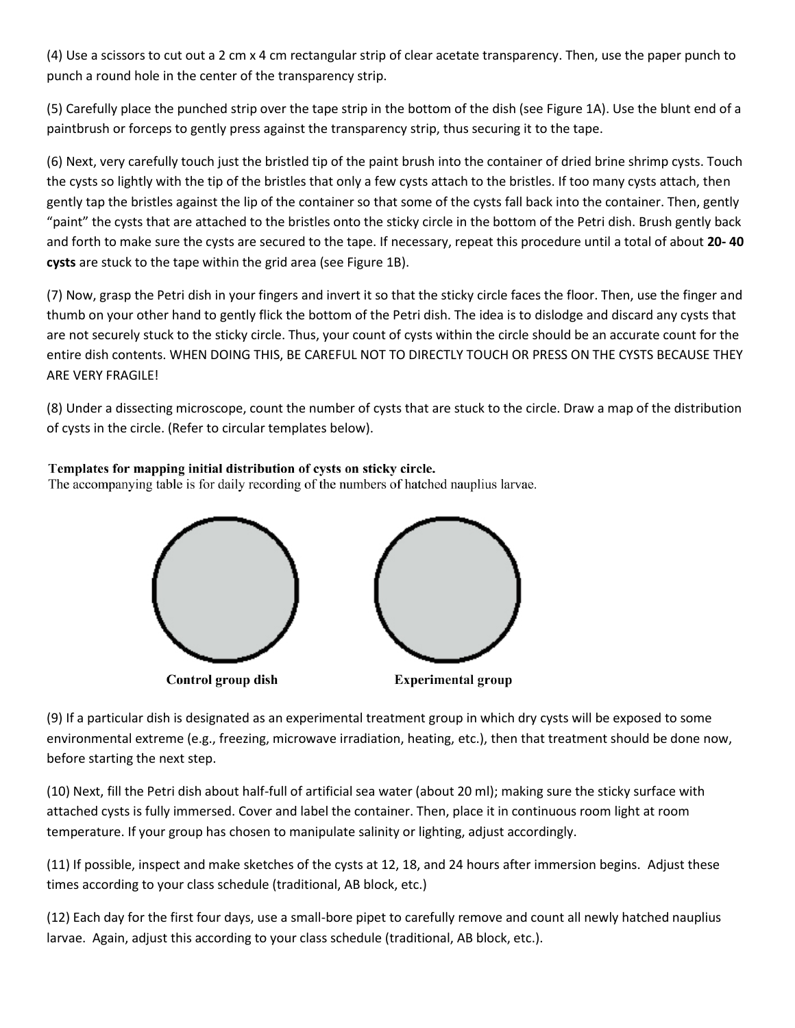(4) Use a scissors to cut out a 2 cm x 4 cm rectangular strip of clear acetate transparency. Then, use the paper punch to punch a round hole in the center of the transparency strip.

(5) Carefully place the punched strip over the tape strip in the bottom of the dish (see Figure 1A). Use the blunt end of a paintbrush or forceps to gently press against the transparency strip, thus securing it to the tape.

(6) Next, very carefully touch just the bristled tip of the paint brush into the container of dried brine shrimp cysts. Touch the cysts so lightly with the tip of the bristles that only a few cysts attach to the bristles. If too many cysts attach, then gently tap the bristles against the lip of the container so that some of the cysts fall back into the container. Then, gently "paint" the cysts that are attached to the bristles onto the sticky circle in the bottom of the Petri dish. Brush gently back and forth to make sure the cysts are secured to the tape. If necessary, repeat this procedure until a total of about **20- 40 cysts** are stuck to the tape within the grid area (see Figure 1B).

(7) Now, grasp the Petri dish in your fingers and invert it so that the sticky circle faces the floor. Then, use the finger and thumb on your other hand to gently flick the bottom of the Petri dish. The idea is to dislodge and discard any cysts that are not securely stuck to the sticky circle. Thus, your count of cysts within the circle should be an accurate count for the entire dish contents. WHEN DOING THIS, BE CAREFUL NOT TO DIRECTLY TOUCH OR PRESS ON THE CYSTS BECAUSE THEY ARE VERY FRAGILE!

(8) Under a dissecting microscope, count the number of cysts that are stuck to the circle. Draw a map of the distribution of cysts in the circle. (Refer to circular templates below).

**Templates for mapping initial distribution of cysts on sticky circle.**
The accompanying table is for daily recording of the numbers of hatched nauplius larvae.

**Control group dish** **Experimental group**

(9) If a particular dish is designated as an experimental treatment group in which dry cysts will be exposed to some environmental extreme (e.g., freezing, microwave irradiation, heating, etc.), then that treatment should be done now, before starting the next step.

(10) Next, fill the Petri dish about half-full of artificial sea water (about 20 ml); making sure the sticky surface with attached cysts is fully immersed. Cover and label the container. Then, place it in continuous room light at room temperature. If your group has chosen to manipulate salinity or lighting, adjust accordingly.

(11) If possible, inspect and make sketches of the cysts at 12, 18, and 24 hours after immersion begins. Adjust these times according to your class schedule (traditional, AB block, etc.)

(12) Each day for the first four days, use a small-bore pipet to carefully remove and count all newly hatched nauplius larvae. Again, adjust this according to your class schedule (traditional, AB block, etc.).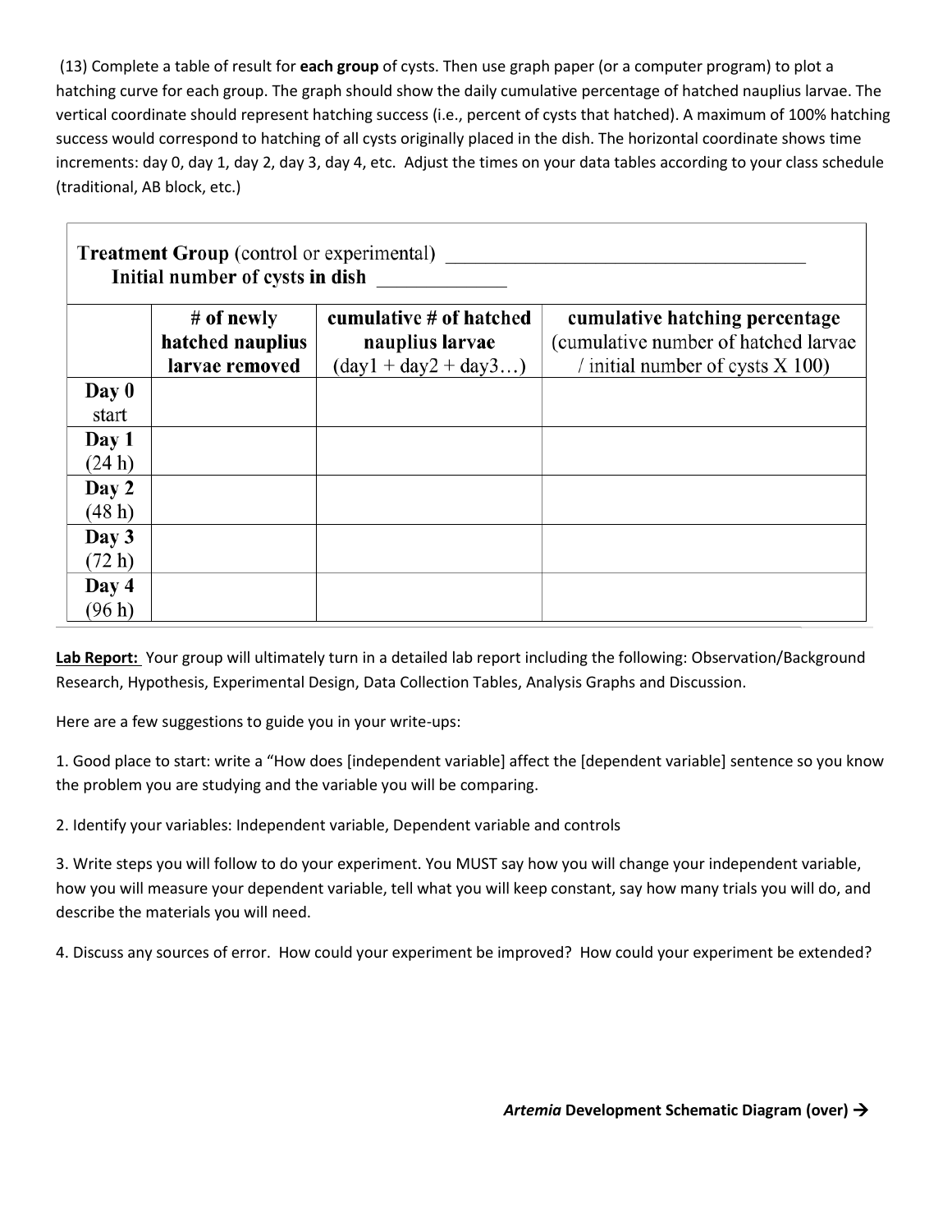(13) Complete a table of result for **each group** of cysts. Then use graph paper (or a computer program) to plot a hatching curve for each group. The graph should show the daily cumulative percentage of hatched nauplius larvae. The vertical coordinate should represent hatching success (i.e., percent of cysts that hatched). A maximum of 100% hatching success would correspond to hatching of all cysts originally placed in the dish. The horizontal coordinate shows time increments: day 0, day 1, day 2, day 3, day 4, etc. Adjust the times on your data tables according to your class schedule (traditional, AB block, etc.)

**Treatment Group** (control or experimental) ___________________________________

**Initial number of cysts in dish** ____________

| | **# of newly hatched nauplius larvae removed** | **cumulative # of hatched nauplius larvae** (day1 + day2 + day3…) | **cumulative hatching percentage** (cumulative number of hatched larvae / initial number of cysts X 100) |
|---|---|---|---|
| **Day 0** start | | | |
| **Day 1** (24 h) | | | |
| **Day 2** (48 h) | | | |
| **Day 3** (72 h) | | | |
| **Day 4** (96 h) | | | |

**Lab Report:** Your group will ultimately turn in a detailed lab report including the following: Observation/Background Research, Hypothesis, Experimental Design, Data Collection Tables, Analysis Graphs and Discussion.

Here are a few suggestions to guide you in your write-ups:

1. Good place to start: write a "How does [independent variable] affect the [dependent variable] sentence so you know the problem you are studying and the variable you will be comparing.

2. Identify your variables: Independent variable, Dependent variable and controls

3. Write steps you will follow to do your experiment. You MUST say how you will change your independent variable, how you will measure your dependent variable, tell what you will keep constant, say how many trials you will do, and describe the materials you will need.

4. Discuss any sources of error. How could your experiment be improved? How could your experiment be extended?

***Artemia*** **Development Schematic Diagram (over) →**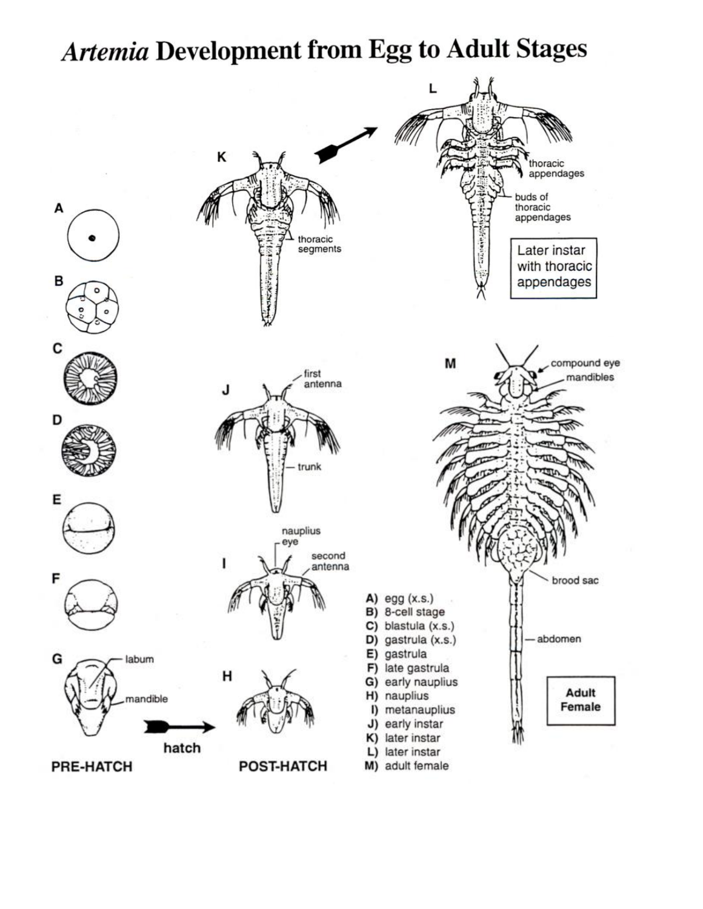# *Artemia* Development from Egg to Adult Stages

A

B

C

D

E

F

G

labum

mandible

hatch

PRE-HATCH

H

I

nauplius eye

second antenna

J

first antenna

trunk

K

thoracic segments

POST-HATCH

L

thoracic appendages

buds of thoracic appendages

Later instar with thoracic appendages

M

compound eye

mandibles

brood sac

abdomen

Adult Female

**A)** egg (x.s.)
**B)** 8-cell stage
**C)** blastula (x.s.)
**D)** gastrula (x.s.)
**E)** gastrula
**F)** late gastrula
**G)** early nauplius
**H)** nauplius
**I)** metanauplius
**J)** early instar
**K)** later instar
**L)** later instar
**M)** adult female